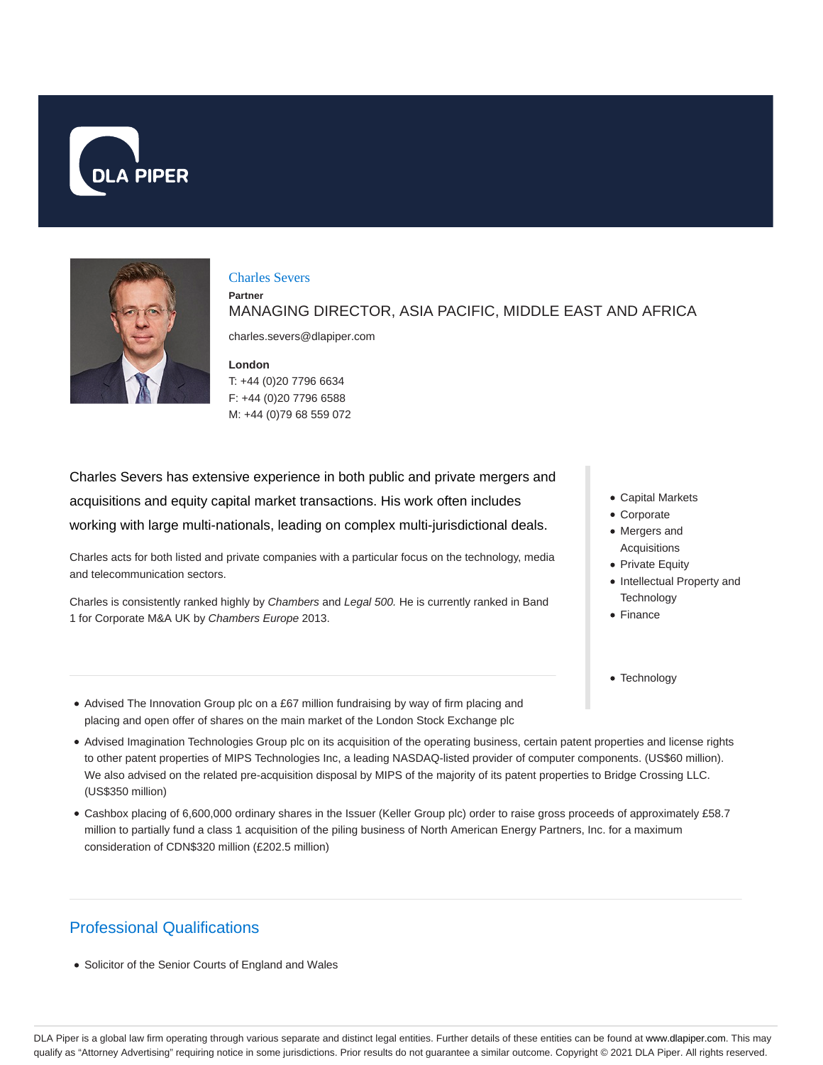DLA PIPER

# Charles Severs

**Partner**

MANAGING DIRECTOR, ASIA PACIFIC, MIDDLE EAST AND AFRICA

charles.severs@dlapiper.com

**London**
T: +44 (0)20 7796 6634
F: +44 (0)20 7796 6588
M: +44 (0)79 68 559 072

Charles Severs has extensive experience in both public and private mergers and acquisitions and equity capital market transactions. His work often includes working with large multi-nationals, leading on complex multi-jurisdictional deals.

Charles acts for both listed and private companies with a particular focus on the technology, media and telecommunication sectors.

Charles is consistently ranked highly by *Chambers* and *Legal 500.* He is currently ranked in Band 1 for Corporate M&A UK by *Chambers Europe* 2013.

- Capital Markets
- Corporate
- Mergers and Acquisitions
- Private Equity
- Intellectual Property and Technology
- Finance

- Technology

---

- Advised The Innovation Group plc on a £67 million fundraising by way of firm placing and placing and open offer of shares on the main market of the London Stock Exchange plc
- Advised Imagination Technologies Group plc on its acquisition of the operating business, certain patent properties and license rights to other patent properties of MIPS Technologies Inc, a leading NASDAQ-listed provider of computer components. (US$60 million). We also advised on the related pre-acquisition disposal by MIPS of the majority of its patent properties to Bridge Crossing LLC. (US$350 million)
- Cashbox placing of 6,600,000 ordinary shares in the Issuer (Keller Group plc) order to raise gross proceeds of approximately £58.7 million to partially fund a class 1 acquisition of the piling business of North American Energy Partners, Inc. for a maximum consideration of CDN$320 million (£202.5 million)

## Professional Qualifications

- Solicitor of the Senior Courts of England and Wales

DLA Piper is a global law firm operating through various separate and distinct legal entities. Further details of these entities can be found at www.dlapiper.com. This may qualify as "Attorney Advertising" requiring notice in some jurisdictions. Prior results do not guarantee a similar outcome. Copyright © 2021 DLA Piper. All rights reserved.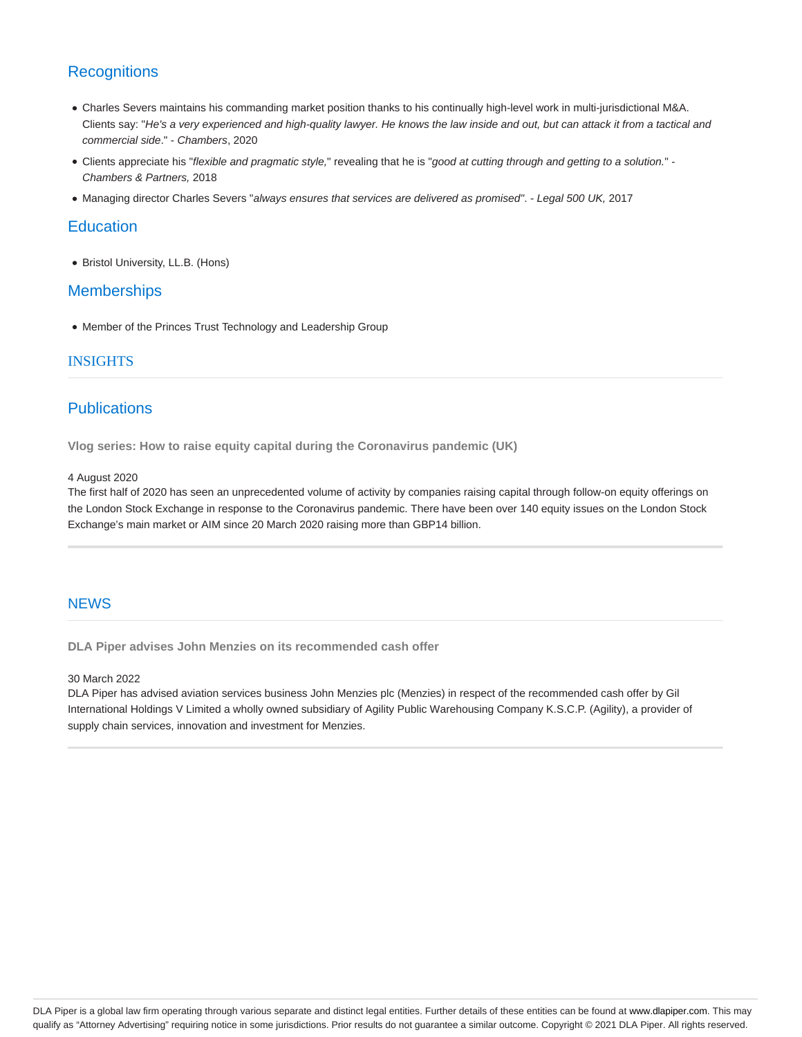## Recognitions

- Charles Severs maintains his commanding market position thanks to his continually high-level work in multi-jurisdictional M&A. Clients say: "*He's a very experienced and high-quality lawyer. He knows the law inside and out, but can attack it from a tactical and commercial side*." - *Chambers*, 2020
- Clients appreciate his "*flexible and pragmatic style,*" revealing that he is "*good at cutting through and getting to a solution.*" - *Chambers & Partners,* 2018
- Managing director Charles Severs "*always ensures that services are delivered as promised*". - *Legal 500 UK,* 2017

## Education

- Bristol University, LL.B. (Hons)

## Memberships

- Member of the Princes Trust Technology and Leadership Group

## INSIGHTS

## Publications

**Vlog series: How to raise equity capital during the Coronavirus pandemic (UK)**

4 August 2020

The first half of 2020 has seen an unprecedented volume of activity by companies raising capital through follow-on equity offerings on the London Stock Exchange in response to the Coronavirus pandemic. There have been over 140 equity issues on the London Stock Exchange's main market or AIM since 20 March 2020 raising more than GBP14 billion.

## NEWS

**DLA Piper advises John Menzies on its recommended cash offer**

30 March 2022

DLA Piper has advised aviation services business John Menzies plc (Menzies) in respect of the recommended cash offer by Gil International Holdings V Limited a wholly owned subsidiary of Agility Public Warehousing Company K.S.C.P. (Agility), a provider of supply chain services, innovation and investment for Menzies.

DLA Piper is a global law firm operating through various separate and distinct legal entities. Further details of these entities can be found at www.dlapiper.com. This may qualify as "Attorney Advertising" requiring notice in some jurisdictions. Prior results do not guarantee a similar outcome. Copyright © 2021 DLA Piper. All rights reserved.